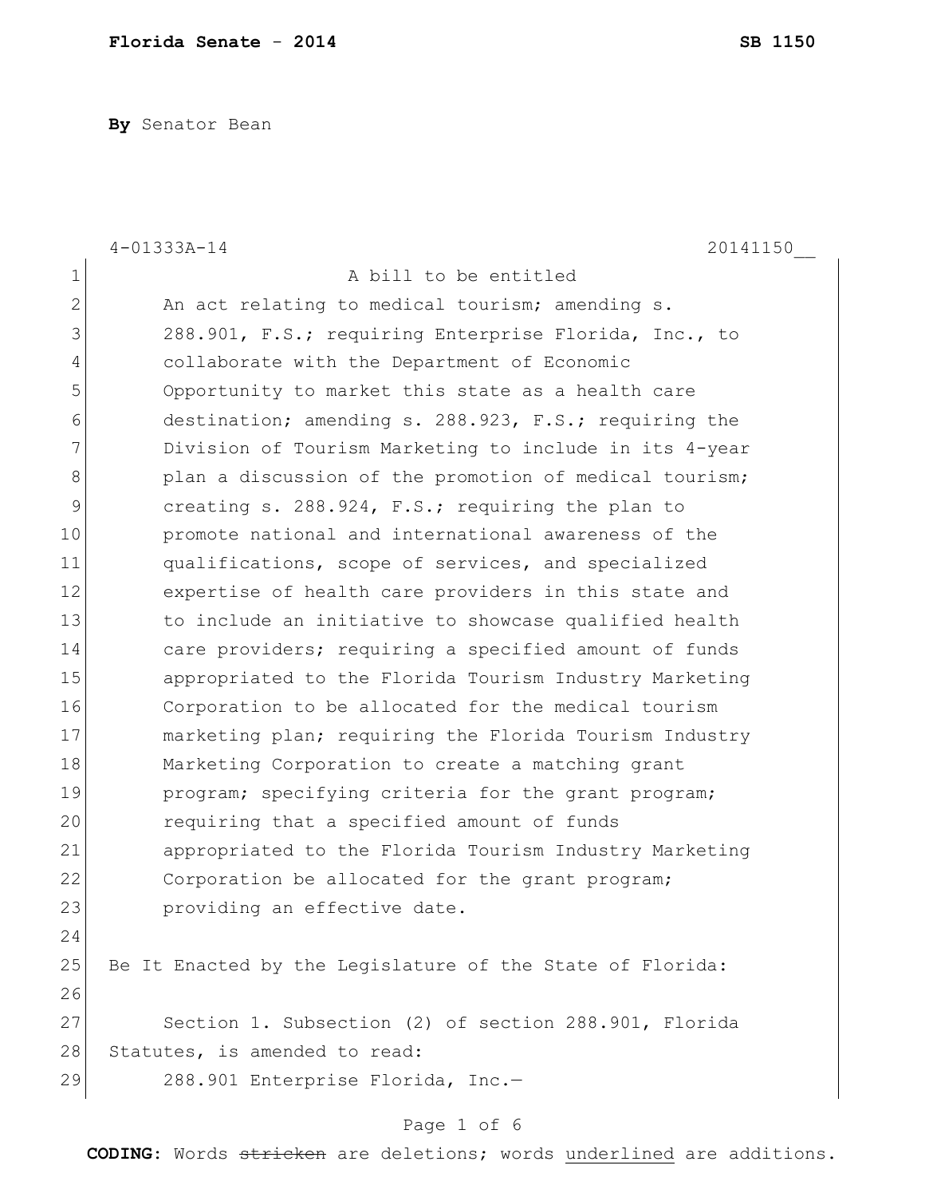**Florida Senate - 2014** **SB 1150**

**By** Senator Bean

4-01333A-14 20141150__

A bill to be entitled

An act relating to medical tourism; amending s. 288.901, F.S.; requiring Enterprise Florida, Inc., to collaborate with the Department of Economic Opportunity to market this state as a health care destination; amending s. 288.923, F.S.; requiring the Division of Tourism Marketing to include in its 4-year plan a discussion of the promotion of medical tourism; creating s. 288.924, F.S.; requiring the plan to promote national and international awareness of the qualifications, scope of services, and specialized expertise of health care providers in this state and to include an initiative to showcase qualified health care providers; requiring a specified amount of funds appropriated to the Florida Tourism Industry Marketing Corporation to be allocated for the medical tourism marketing plan; requiring the Florida Tourism Industry Marketing Corporation to create a matching grant program; specifying criteria for the grant program; requiring that a specified amount of funds appropriated to the Florida Tourism Industry Marketing Corporation be allocated for the grant program; providing an effective date.

Be It Enacted by the Legislature of the State of Florida:

Section 1. Subsection (2) of section 288.901, Florida Statutes, is amended to read:

288.901 Enterprise Florida, Inc.—

**CODING:** Words ~~stricken~~ are deletions; words underlined are additions.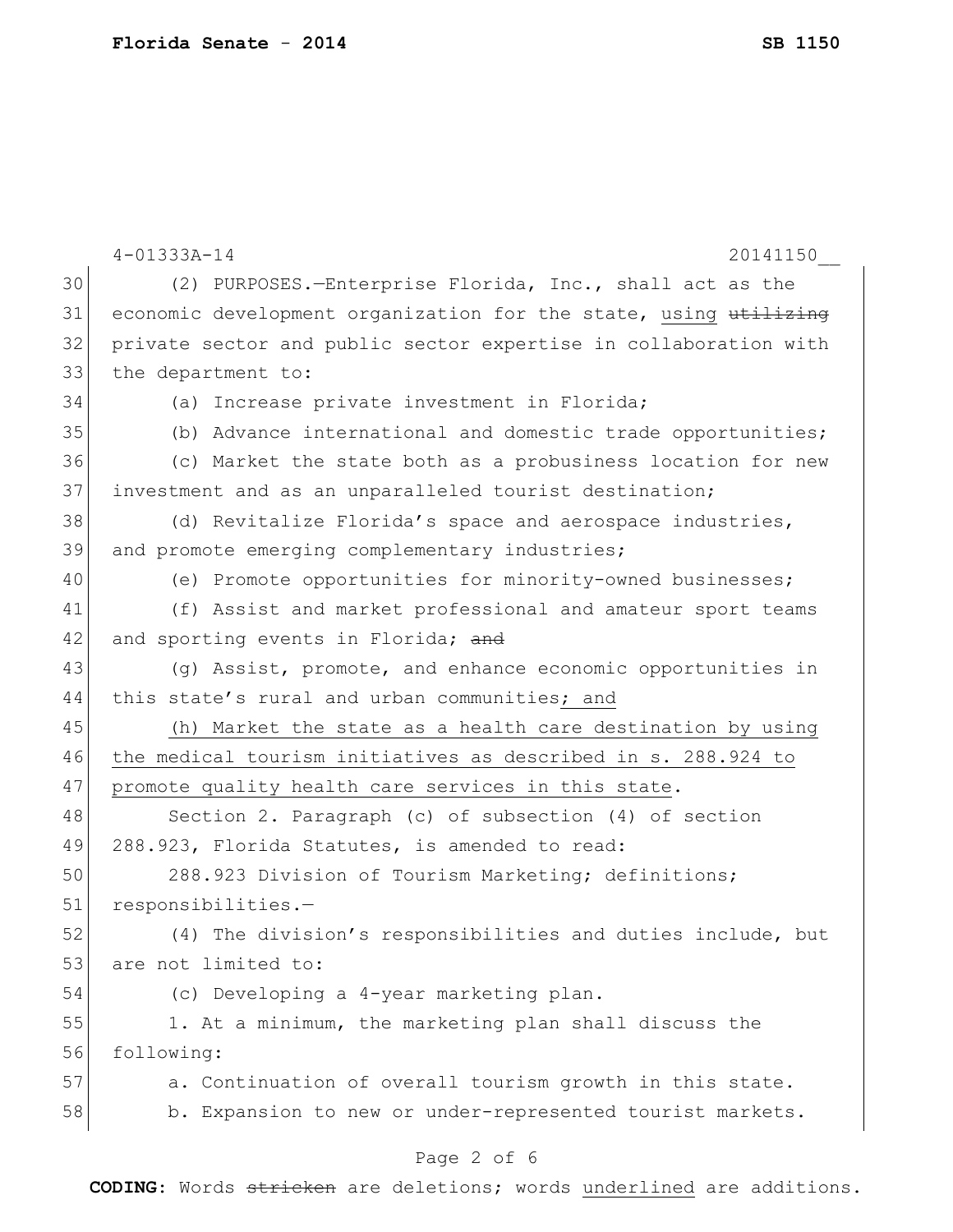(2) PURPOSES.—Enterprise Florida, Inc., shall act as the economic development organization for the state, using ~~utilizing~~ private sector and public sector expertise in collaboration with the department to:

(a) Increase private investment in Florida;

(b) Advance international and domestic trade opportunities;

(c) Market the state both as a probusiness location for new investment and as an unparalleled tourist destination;

(d) Revitalize Florida's space and aerospace industries, and promote emerging complementary industries;

(e) Promote opportunities for minority-owned businesses;

(f) Assist and market professional and amateur sport teams and sporting events in Florida; ~~and~~

(g) Assist, promote, and enhance economic opportunities in this state's rural and urban communities<u>; and</u>

<u>(h) Market the state as a health care destination by using the medical tourism initiatives as described in s. 288.924 to promote quality health care services in this state</u>.

Section 2. Paragraph (c) of subsection (4) of section 288.923, Florida Statutes, is amended to read:

288.923 Division of Tourism Marketing; definitions; responsibilities.—

(4) The division's responsibilities and duties include, but are not limited to:

(c) Developing a 4-year marketing plan.

1. At a minimum, the marketing plan shall discuss the following:

a. Continuation of overall tourism growth in this state.

b. Expansion to new or under-represented tourist markets.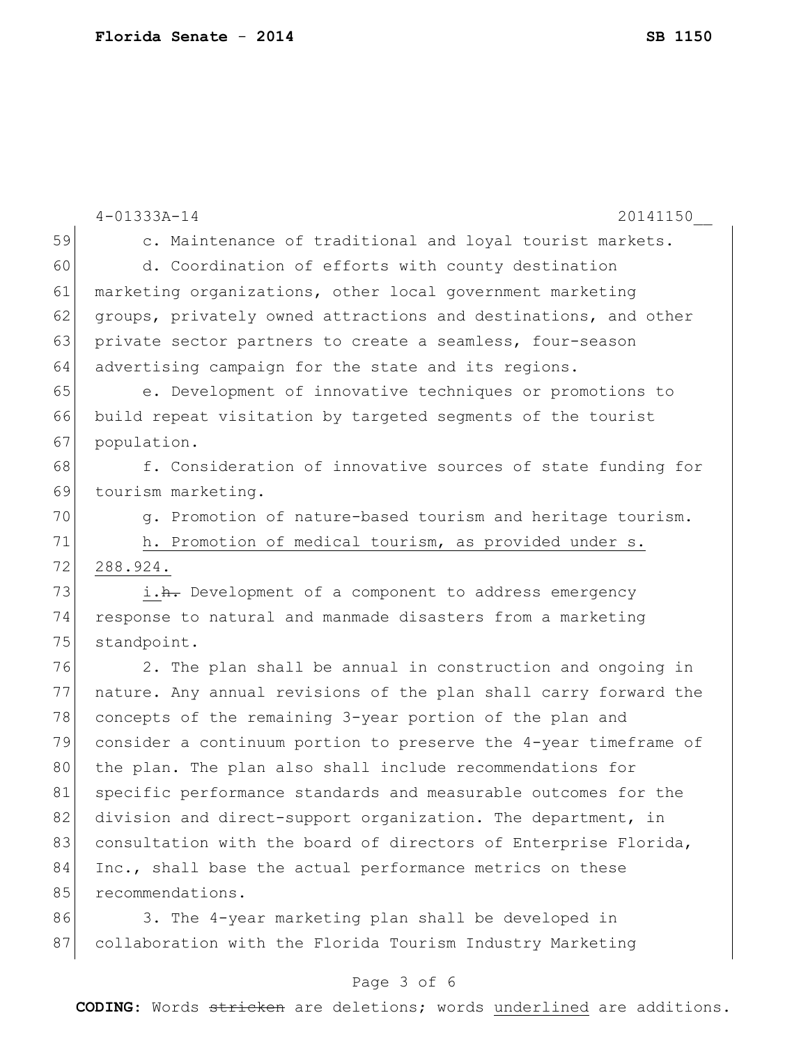c. Maintenance of traditional and loyal tourist markets.

d. Coordination of efforts with county destination marketing organizations, other local government marketing groups, privately owned attractions and destinations, and other private sector partners to create a seamless, four-season advertising campaign for the state and its regions.

e. Development of innovative techniques or promotions to build repeat visitation by targeted segments of the tourist population.

f. Consideration of innovative sources of state funding for tourism marketing.

g. Promotion of nature-based tourism and heritage tourism.

<u>h. Promotion of medical tourism, as provided under s. 288.924.</u>

<u>i.</u>~~h.~~ Development of a component to address emergency response to natural and manmade disasters from a marketing standpoint.

2. The plan shall be annual in construction and ongoing in nature. Any annual revisions of the plan shall carry forward the concepts of the remaining 3-year portion of the plan and consider a continuum portion to preserve the 4-year timeframe of the plan. The plan also shall include recommendations for specific performance standards and measurable outcomes for the division and direct-support organization. The department, in consultation with the board of directors of Enterprise Florida, Inc., shall base the actual performance metrics on these recommendations.

3. The 4-year marketing plan shall be developed in collaboration with the Florida Tourism Industry Marketing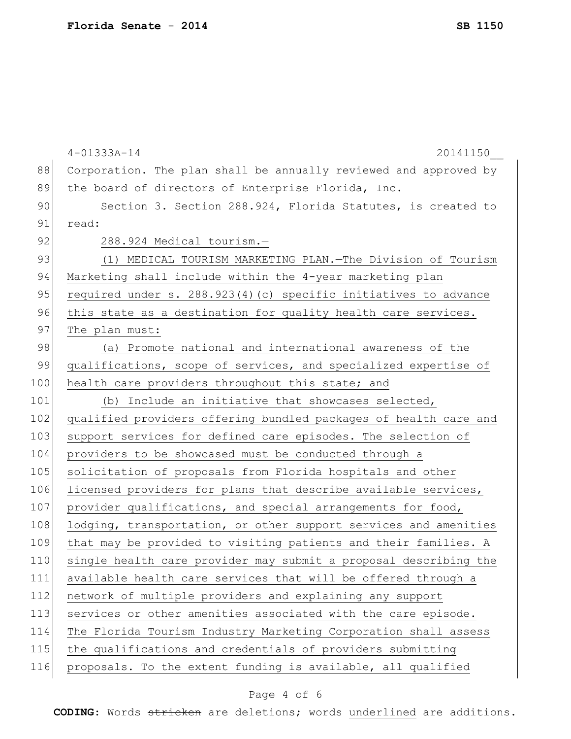Corporation. The plan shall be annually reviewed and approved by the board of directors of Enterprise Florida, Inc.

Section 3. Section 288.924, Florida Statutes, is created to read:

288.924 Medical tourism.—

(1) MEDICAL TOURISM MARKETING PLAN.—The Division of Tourism Marketing shall include within the 4-year marketing plan required under s. 288.923(4)(c) specific initiatives to advance this state as a destination for quality health care services. The plan must:

(a) Promote national and international awareness of the qualifications, scope of services, and specialized expertise of health care providers throughout this state; and

(b) Include an initiative that showcases selected, qualified providers offering bundled packages of health care and support services for defined care episodes. The selection of providers to be showcased must be conducted through a solicitation of proposals from Florida hospitals and other licensed providers for plans that describe available services, provider qualifications, and special arrangements for food, lodging, transportation, or other support services and amenities that may be provided to visiting patients and their families. A single health care provider may submit a proposal describing the available health care services that will be offered through a network of multiple providers and explaining any support services or other amenities associated with the care episode. The Florida Tourism Industry Marketing Corporation shall assess the qualifications and credentials of providers submitting proposals. To the extent funding is available, all qualified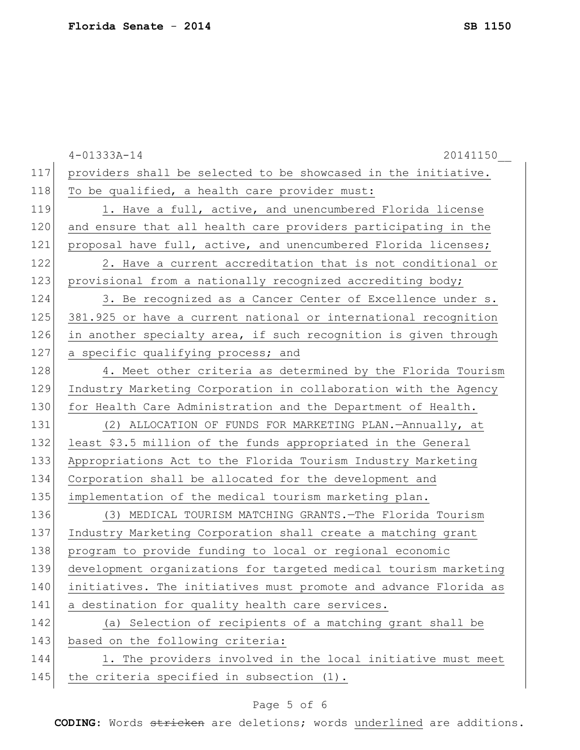providers shall be selected to be showcased in the initiative. To be qualified, a health care provider must:

1. Have a full, active, and unencumbered Florida license and ensure that all health care providers participating in the proposal have full, active, and unencumbered Florida licenses;

2. Have a current accreditation that is not conditional or provisional from a nationally recognized accrediting body;

3. Be recognized as a Cancer Center of Excellence under s. 381.925 or have a current national or international recognition in another specialty area, if such recognition is given through a specific qualifying process; and

4. Meet other criteria as determined by the Florida Tourism Industry Marketing Corporation in collaboration with the Agency for Health Care Administration and the Department of Health.

(2) ALLOCATION OF FUNDS FOR MARKETING PLAN.—Annually, at least $3.5 million of the funds appropriated in the General Appropriations Act to the Florida Tourism Industry Marketing Corporation shall be allocated for the development and implementation of the medical tourism marketing plan.

(3) MEDICAL TOURISM MATCHING GRANTS.—The Florida Tourism Industry Marketing Corporation shall create a matching grant program to provide funding to local or regional economic development organizations for targeted medical tourism marketing initiatives. The initiatives must promote and advance Florida as a destination for quality health care services.

(a) Selection of recipients of a matching grant shall be based on the following criteria:

1. The providers involved in the local initiative must meet the criteria specified in subsection (1).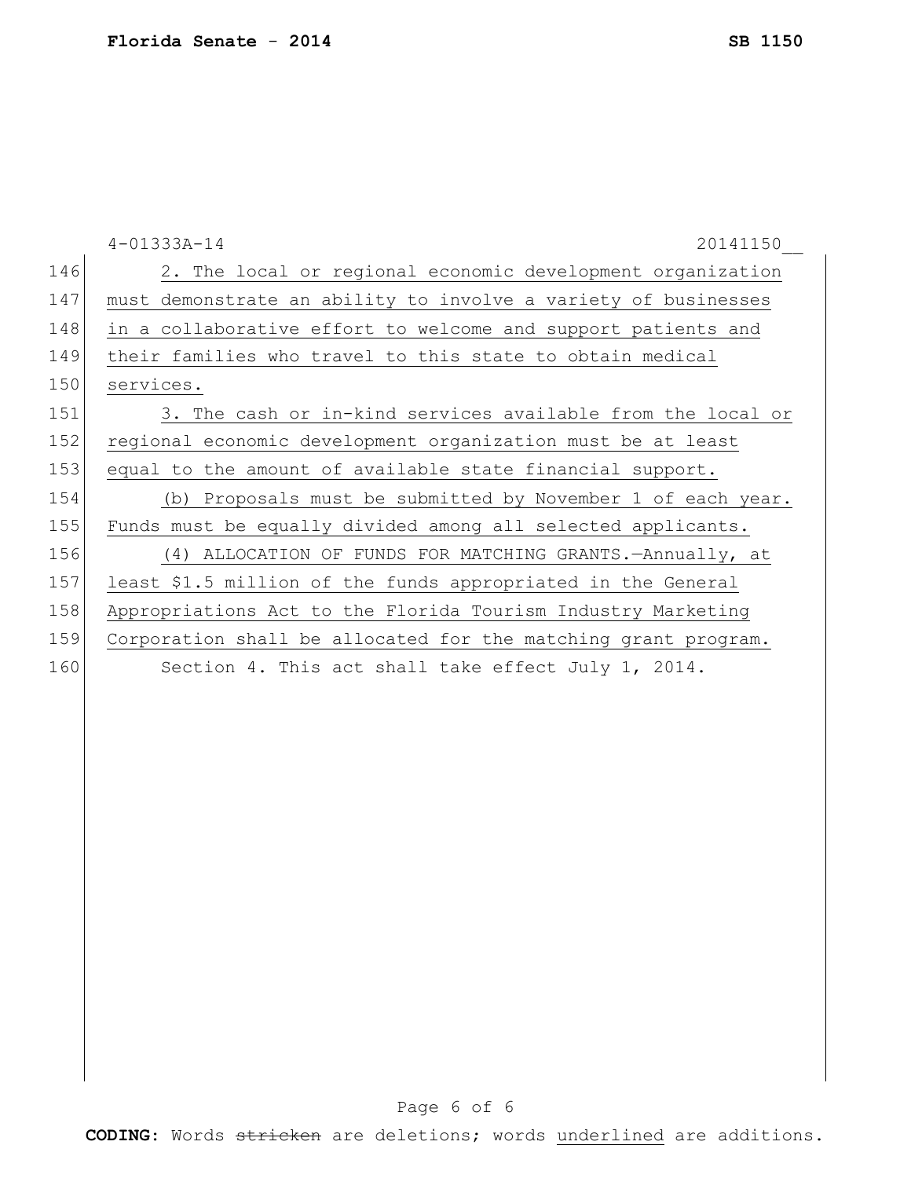4-01333A-14 20141150__

146 2. The local or regional economic development organization
147 must demonstrate an ability to involve a variety of businesses
148 in a collaborative effort to welcome and support patients and
149 their families who travel to this state to obtain medical
150 services.
151 3. The cash or in-kind services available from the local or
152 regional economic development organization must be at least
153 equal to the amount of available state financial support.
154 (b) Proposals must be submitted by November 1 of each year.
155 Funds must be equally divided among all selected applicants.
156 (4) ALLOCATION OF FUNDS FOR MATCHING GRANTS.—Annually, at
157 least $1.5 million of the funds appropriated in the General
158 Appropriations Act to the Florida Tourism Industry Marketing
159 Corporation shall be allocated for the matching grant program.
160 Section 4. This act shall take effect July 1, 2014.

**CODING:** Words ~~stricken~~ are deletions; words underlined are additions.